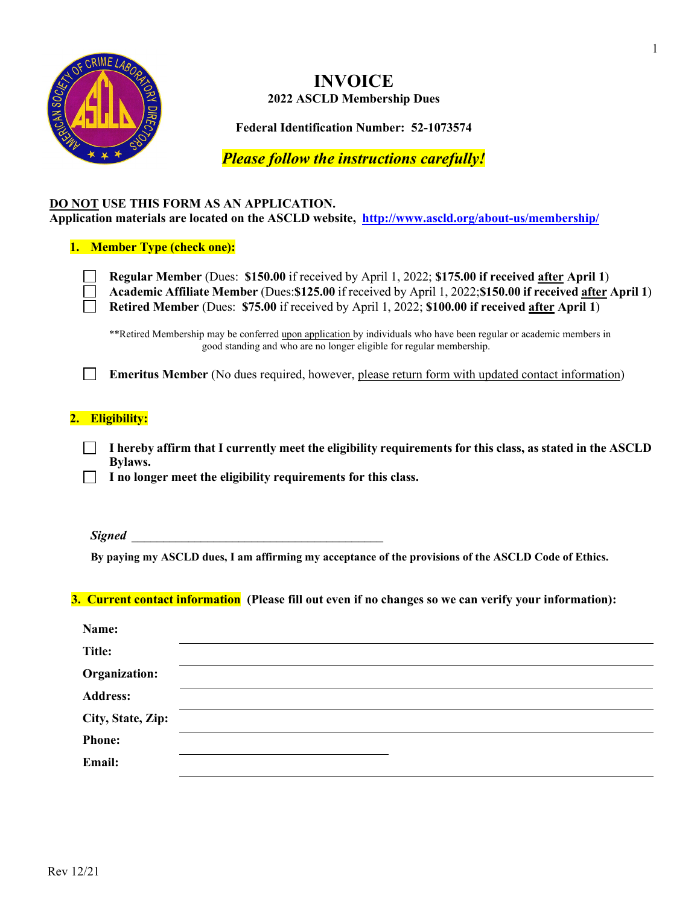# INVOICE

**2022 ASCLD Membership Dues**

**Federal Identification Number: 52-1073574**

***Please follow the instructions carefully!***

**DO NOT USE THIS FORM AS AN APPLICATION.**
**Application materials are located on the ASCLD website, [http://www.ascld.org/about-us/membership/](http://www.ascld.org/about-us/membership/)**

**1. Member Type (check one):**

- ☐ **Regular Member** (Dues: **$150.00** if received by April 1, 2022; **$175.00 if received after April 1**)
- ☐ **Academic Affiliate Member** (Dues:**$125.00** if received by April 1, 2022;**$150.00 if received after April 1**)
- ☐ **Retired Member** (Dues: **$75.00** if received by April 1, 2022; **$100.00 if received after April 1**)

**Retired Membership may be conferred upon application by individuals who have been regular or academic members in good standing and who are no longer eligible for regular membership.

- ☐ **Emeritus Member** (No dues required, however, please return form with updated contact information)

**2. Eligibility:**

- ☐ **I hereby affirm that I currently meet the eligibility requirements for this class, as stated in the ASCLD Bylaws.**
- ☐ **I no longer meet the eligibility requirements for this class.**

***Signed*** ________________________________________

**By paying my ASCLD dues, I am affirming my acceptance of the provisions of the ASCLD Code of Ethics.**

**3. Current contact information (Please fill out even if no changes so we can verify your information):**

**Name:** ________________________________________

**Title:** ________________________________________

**Organization:** ________________________________________

**Address:** ________________________________________

**City, State, Zip:** ________________________________________

**Phone:** ____________________

**Email:** ________________________________________

Rev 12/21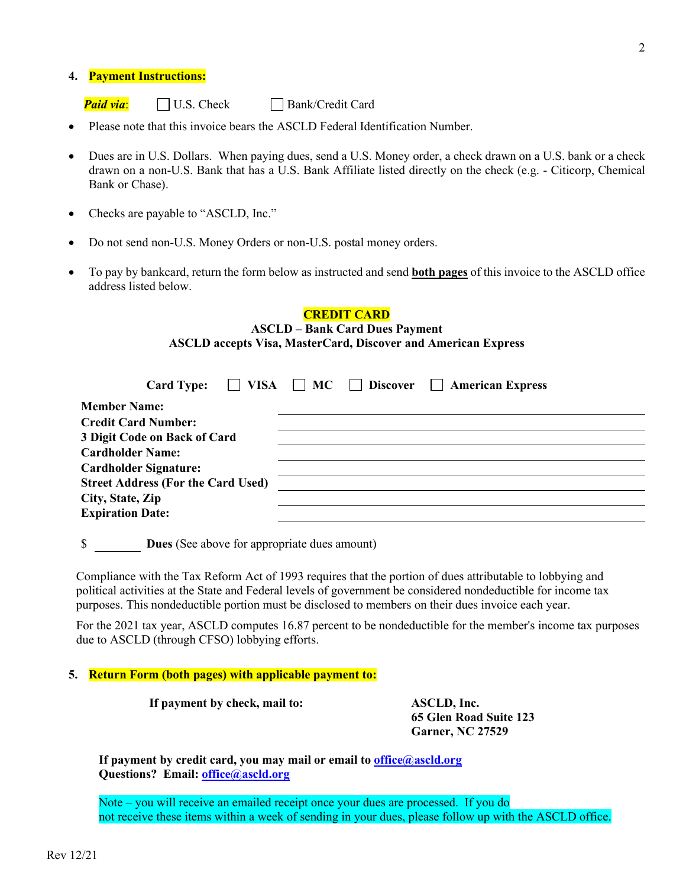4. **Payment Instructions:**

***Paid via***: ☐ U.S. Check ☐ Bank/Credit Card

- Please note that this invoice bears the ASCLD Federal Identification Number.
- Dues are in U.S. Dollars. When paying dues, send a U.S. Money order, a check drawn on a U.S. bank or a check drawn on a non-U.S. Bank that has a U.S. Bank Affiliate listed directly on the check (e.g. - Citicorp, Chemical Bank or Chase).
- Checks are payable to "ASCLD, Inc."
- Do not send non-U.S. Money Orders or non-U.S. postal money orders.
- To pay by bankcard, return the form below as instructed and send **both pages** of this invoice to the ASCLD office address listed below.

**CREDIT CARD**
**ASCLD – Bank Card Dues Payment**
**ASCLD accepts Visa, MasterCard, Discover and American Express**

**Card Type:** ☐ **VISA** ☐ **MC** ☐ **Discover** ☐ **American Express**

**Member Name:** ______________________________
**Credit Card Number:** ______________________________
**3 Digit Code on Back of Card** ______________________________
**Cardholder Name:** ______________________________
**Cardholder Signature:** ______________________________
**Street Address (For the Card Used)** ______________________________
**City, State, Zip** ______________________________
**Expiration Date:** ______________________________

$ ________ **Dues** (See above for appropriate dues amount)

Compliance with the Tax Reform Act of 1993 requires that the portion of dues attributable to lobbying and political activities at the State and Federal levels of government be considered nondeductible for income tax purposes. This nondeductible portion must be disclosed to members on their dues invoice each year.

For the 2021 tax year, ASCLD computes 16.87 percent to be nondeductible for the member's income tax purposes due to ASCLD (through CFSO) lobbying efforts.

5. **Return Form (both pages) with applicable payment to:**

**If payment by check, mail to:**

**ASCLD, Inc.**
**65 Glen Road Suite 123**
**Garner, NC 27529**

**If payment by credit card, you may mail or email to office@ascld.org**
**Questions? Email: office@ascld.org**

Note – you will receive an emailed receipt once your dues are processed. If you do not receive these items within a week of sending in your dues, please follow up with the ASCLD office.

Rev 12/21